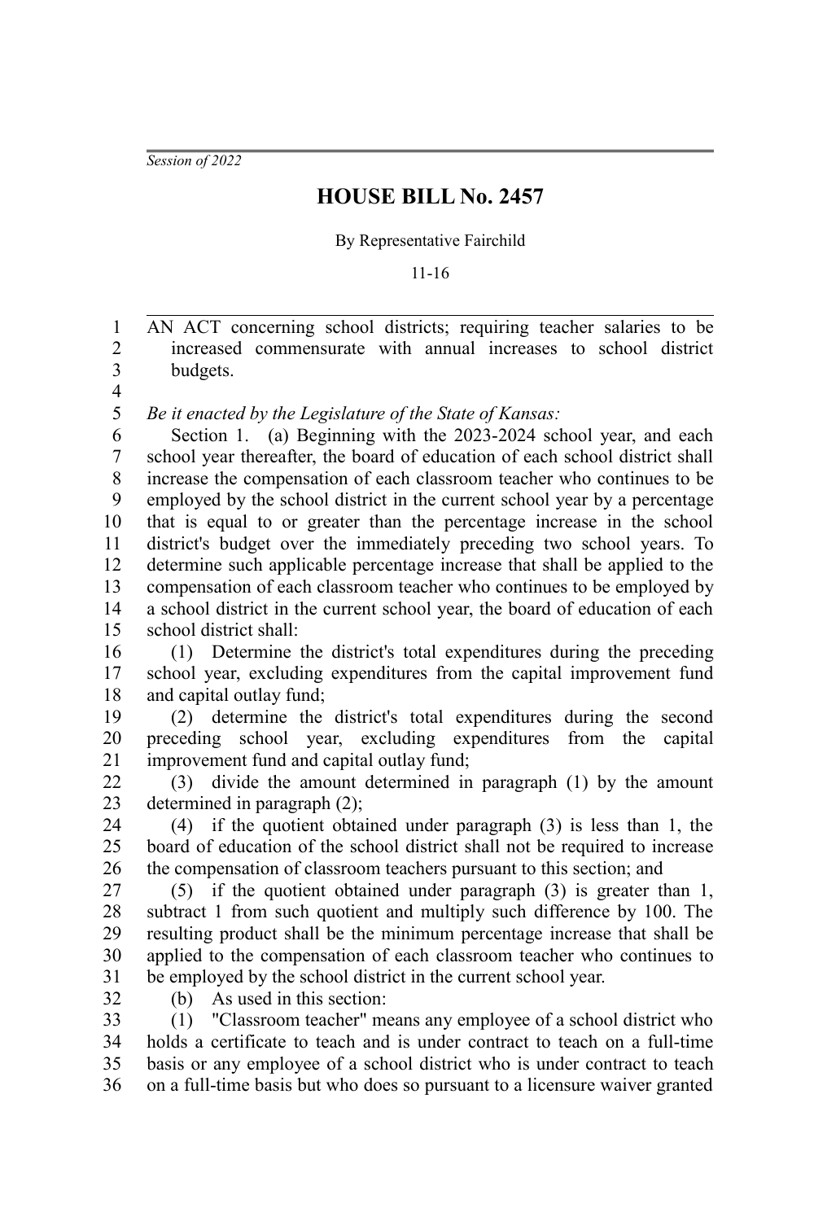*Session of 2022*

# HOUSE BILL No. 2457

By Representative Fairchild

11-16

AN ACT concerning school districts; requiring teacher salaries to be increased commensurate with annual increases to school district budgets.

*Be it enacted by the Legislature of the State of Kansas:*

Section 1. (a) Beginning with the 2023-2024 school year, and each school year thereafter, the board of education of each school district shall increase the compensation of each classroom teacher who continues to be employed by the school district in the current school year by a percentage that is equal to or greater than the percentage increase in the school district's budget over the immediately preceding two school years. To determine such applicable percentage increase that shall be applied to the compensation of each classroom teacher who continues to be employed by a school district in the current school year, the board of education of each school district shall:

(1) Determine the district's total expenditures during the preceding school year, excluding expenditures from the capital improvement fund and capital outlay fund;

(2) determine the district's total expenditures during the second preceding school year, excluding expenditures from the capital improvement fund and capital outlay fund;

(3) divide the amount determined in paragraph (1) by the amount determined in paragraph (2);

(4) if the quotient obtained under paragraph (3) is less than 1, the board of education of the school district shall not be required to increase the compensation of classroom teachers pursuant to this section; and

(5) if the quotient obtained under paragraph (3) is greater than 1, subtract 1 from such quotient and multiply such difference by 100. The resulting product shall be the minimum percentage increase that shall be applied to the compensation of each classroom teacher who continues to be employed by the school district in the current school year.

(b) As used in this section:

(1) "Classroom teacher" means any employee of a school district who holds a certificate to teach and is under contract to teach on a full-time basis or any employee of a school district who is under contract to teach on a full-time basis but who does so pursuant to a licensure waiver granted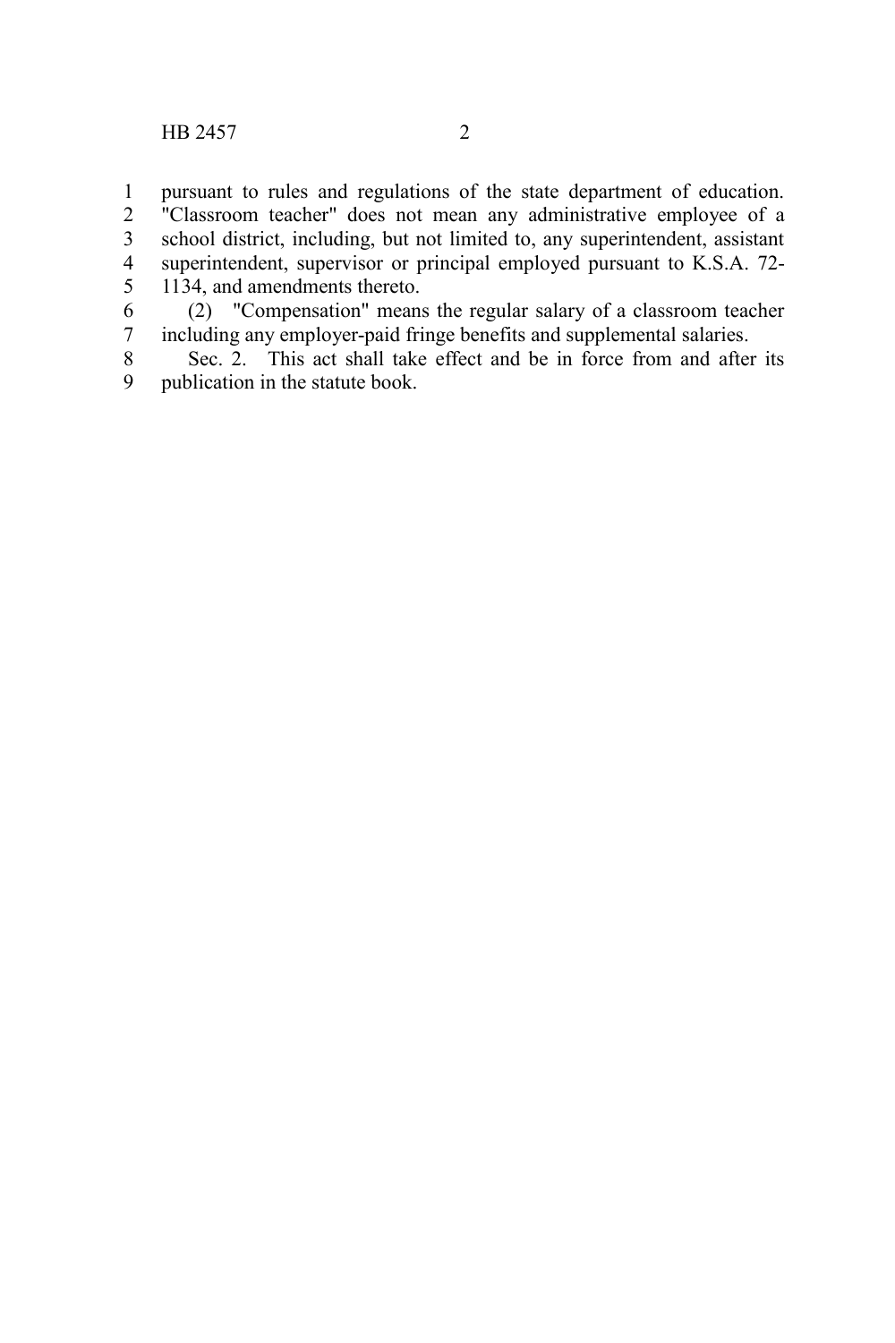pursuant to rules and regulations of the state department of education. "Classroom teacher" does not mean any administrative employee of a school district, including, but not limited to, any superintendent, assistant superintendent, supervisor or principal employed pursuant to K.S.A. 72-1134, and amendments thereto.

(2) "Compensation" means the regular salary of a classroom teacher including any employer-paid fringe benefits and supplemental salaries.

Sec. 2. This act shall take effect and be in force from and after its publication in the statute book.